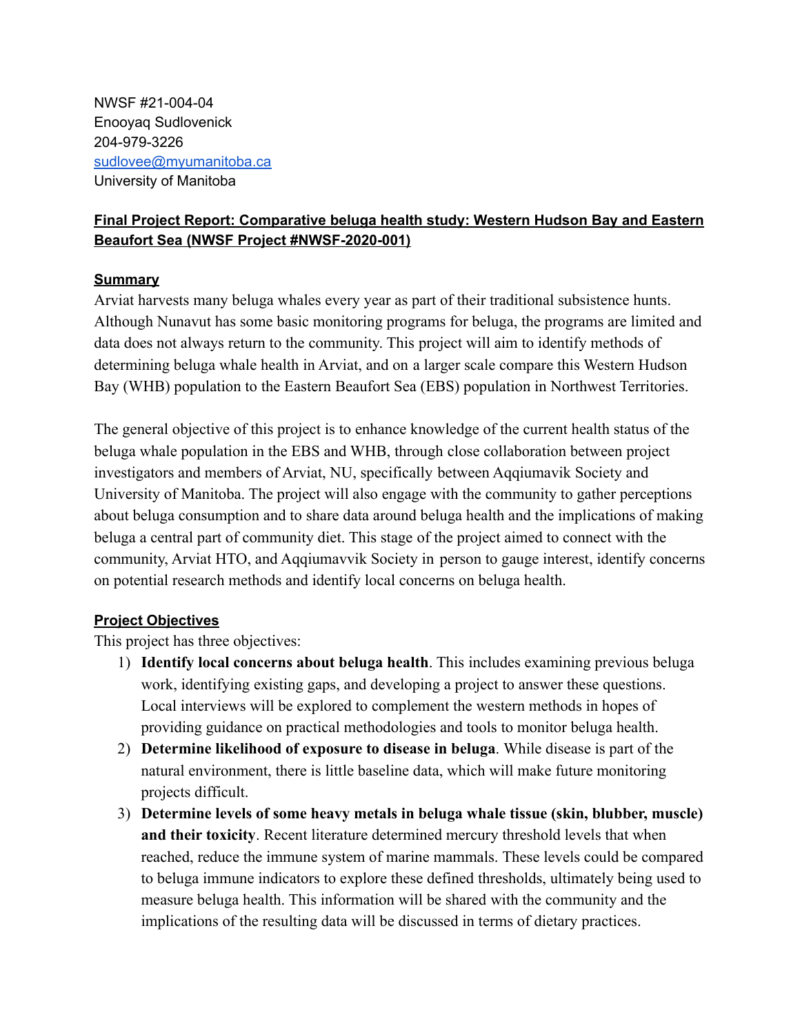NWSF #21-004-04
Enooyaq Sudlovenick
204-979-3226
[sudlovee@myumanitoba.ca](mailto:sudlovee@myumanitoba.ca)
University of Manitoba

**Final Project Report: Comparative beluga health study: Western Hudson Bay and Eastern Beaufort Sea (NWSF Project #NWSF-2020-001)**

## Summary

Arviat harvests many beluga whales every year as part of their traditional subsistence hunts. Although Nunavut has some basic monitoring programs for beluga, the programs are limited and data does not always return to the community. This project will aim to identify methods of determining beluga whale health in Arviat, and on a larger scale compare this Western Hudson Bay (WHB) population to the Eastern Beaufort Sea (EBS) population in Northwest Territories.

The general objective of this project is to enhance knowledge of the current health status of the beluga whale population in the EBS and WHB, through close collaboration between project investigators and members of Arviat, NU, specifically between Aqqiumavik Society and University of Manitoba. The project will also engage with the community to gather perceptions about beluga consumption and to share data around beluga health and the implications of making beluga a central part of community diet. This stage of the project aimed to connect with the community, Arviat HTO, and Aqqiumavvik Society in person to gauge interest, identify concerns on potential research methods and identify local concerns on beluga health.

## Project Objectives

This project has three objectives:

1) **Identify local concerns about beluga health**. This includes examining previous beluga work, identifying existing gaps, and developing a project to answer these questions. Local interviews will be explored to complement the western methods in hopes of providing guidance on practical methodologies and tools to monitor beluga health.
2) **Determine likelihood of exposure to disease in beluga**. While disease is part of the natural environment, there is little baseline data, which will make future monitoring projects difficult.
3) **Determine levels of some heavy metals in beluga whale tissue (skin, blubber, muscle) and their toxicity**. Recent literature determined mercury threshold levels that when reached, reduce the immune system of marine mammals. These levels could be compared to beluga immune indicators to explore these defined thresholds, ultimately being used to measure beluga health. This information will be shared with the community and the implications of the resulting data will be discussed in terms of dietary practices.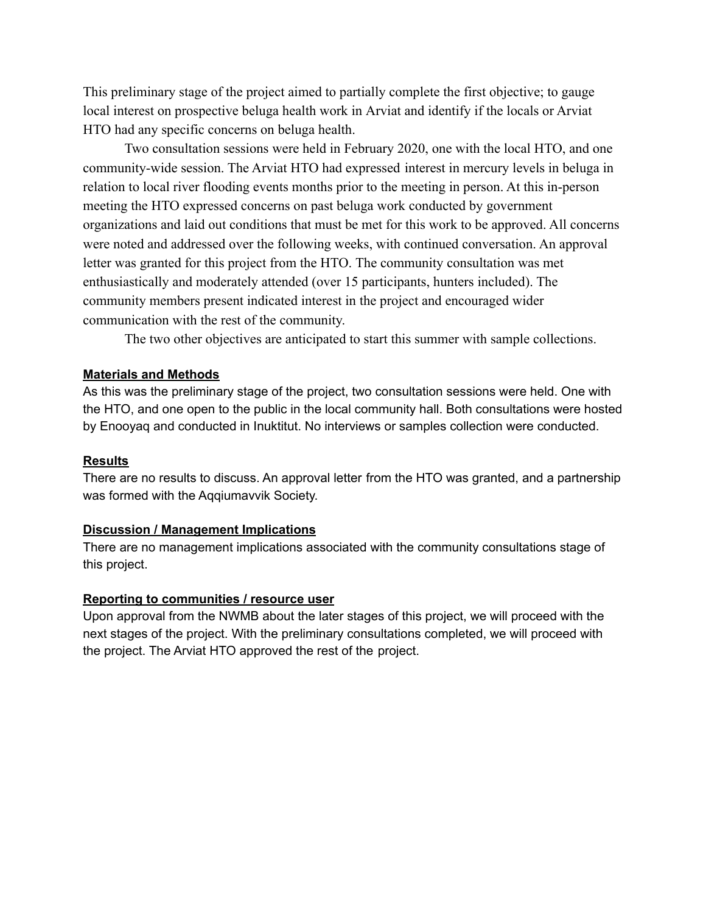This preliminary stage of the project aimed to partially complete the first objective; to gauge local interest on prospective beluga health work in Arviat and identify if the locals or Arviat HTO had any specific concerns on beluga health.

Two consultation sessions were held in February 2020, one with the local HTO, and one community-wide session. The Arviat HTO had expressed interest in mercury levels in beluga in relation to local river flooding events months prior to the meeting in person. At this in-person meeting the HTO expressed concerns on past beluga work conducted by government organizations and laid out conditions that must be met for this work to be approved. All concerns were noted and addressed over the following weeks, with continued conversation. An approval letter was granted for this project from the HTO. The community consultation was met enthusiastically and moderately attended (over 15 participants, hunters included). The community members present indicated interest in the project and encouraged wider communication with the rest of the community.

The two other objectives are anticipated to start this summer with sample collections.

## Materials and Methods

As this was the preliminary stage of the project, two consultation sessions were held. One with the HTO, and one open to the public in the local community hall. Both consultations were hosted by Enooyaq and conducted in Inuktitut. No interviews or samples collection were conducted.

## Results

There are no results to discuss. An approval letter from the HTO was granted, and a partnership was formed with the Aqqiumavvik Society.

## Discussion / Management Implications

There are no management implications associated with the community consultations stage of this project.

## Reporting to communities / resource user

Upon approval from the NWMB about the later stages of this project, we will proceed with the next stages of the project. With the preliminary consultations completed, we will proceed with the project. The Arviat HTO approved the rest of the project.